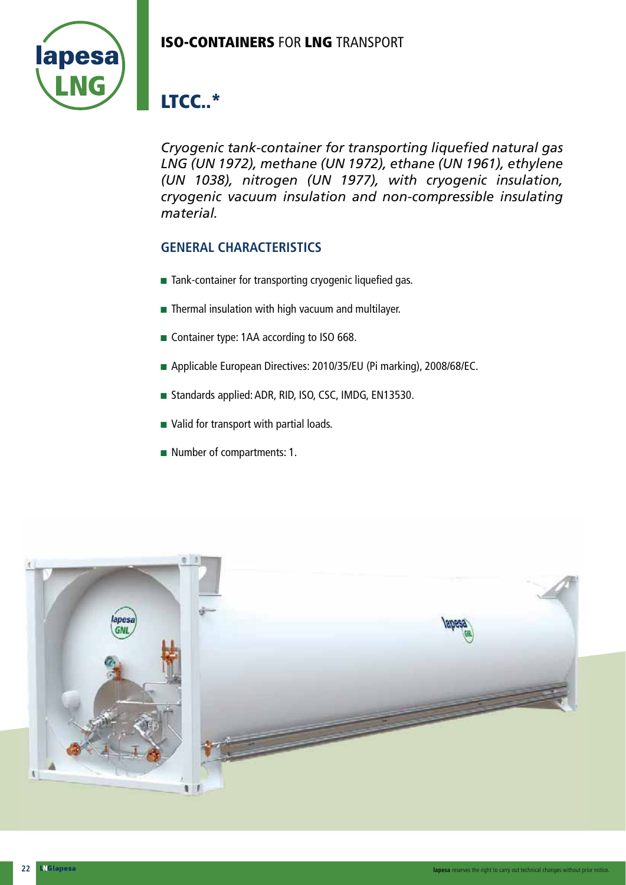## ISO-CONTAINERS FOR LNG TRANSPORT

# LTCC..*

*Cryogenic tank-container for transporting liquefied natural gas LNG (UN 1972), methane (UN 1972), ethane (UN 1961), ethylene (UN 1038), nitrogen (UN 1977), with cryogenic insulation, cryogenic vacuum insulation and non-compressible insulating material.*

### GENERAL CHARACTERISTICS

- Tank-container for transporting cryogenic liquefied gas.
- Thermal insulation with high vacuum and multilayer.
- Container type: 1AA according to ISO 668.
- Applicable European Directives: 2010/35/EU (Pi marking), 2008/68/EC.
- Standards applied: ADR, RID, ISO, CSC, IMDG, EN13530.
- Valid for transport with partial loads.
- Number of compartments: 1.

**lapesa** reserves the right to carry out technical changes without prior notice.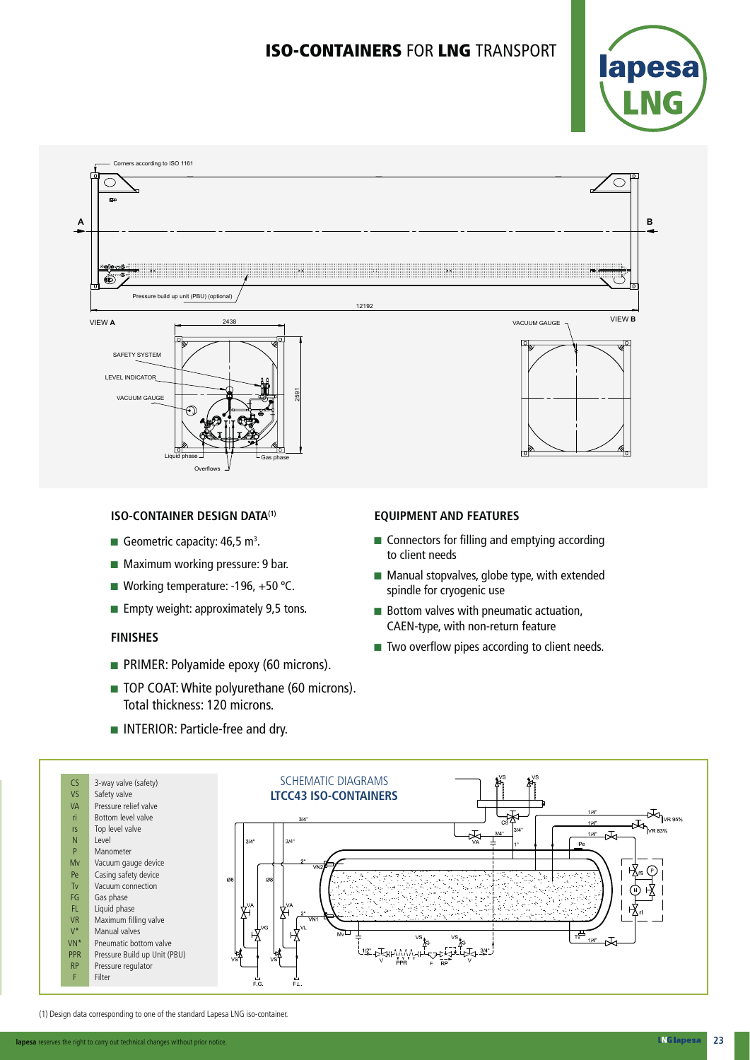# ISO-CONTAINERS FOR LNG TRANSPORT

Corners according to ISO 1161

A

B

Pressure build up unit (PBU) (optional)

12192

VIEW **A**

2438

SAFETY SYSTEM

LEVEL INDICATOR

VACUUM GAUGE

2591

Liquid phase

Gas phase

Overflows

VACUUM GAUGE

VIEW **B**

## ISO-CONTAINER DESIGN DATA[1]

- Geometric capacity: 46,5 $m^3$.
- Maximum working pressure: 9 bar.
- Working temperature: -196, +50 ºC.
- Empty weight: approximately 9,5 tons.

## FINISHES

- PRIMER: Polyamide epoxy (60 microns).
- TOP COAT: White polyurethane (60 microns). Total thickness: 120 microns.
- INTERIOR: Particle-free and dry.

## EQUIPMENT AND FEATURES

- Connectors for filling and emptying according to client needs
- Manual stopvalves, globe type, with extended spindle for cryogenic use
- Bottom valves with pneumatic actuation, CAEN-type, with non-return feature
- Two overflow pipes according to client needs.

| | |
|---|---|
| CS | 3-way valve (safety) |
| VS | Safety valve |
| VA | Pressure relief valve |
| ri | Bottom level valve |
| rs | Top level valve |
| N | Level |
| P | Manometer |
| Mv | Vacuum gauge device |
| Pe | Casing safety device |
| Tv | Vacuum connection |
| FG | Gas phase |
| FL | Liquid phase |
| VR | Maximum filling valve |
| V* | Manual valves |
| VN* | Pneumatic bottom valve |
| PPR | Pressure Build up Unit (PBU) |
| RP | Pressure regulator |
| F | Filter |

SCHEMATIC DIAGRAMS
**LTCC43 ISO-CONTAINERS**

VS VS 1/4" VR 95% 3/4" CS 1/4" VR 83% 3/4" 3/4" VA 3/4" 1/4" 1" Pe 2" VN2 Ø8 Ø8 P rs N VA VA ri 2" VN1 VG VL Mv Tv 1/4" VS VS VS VS 1/2" V PPR F RP 3/4" V F.G. F.L.

(1) Design data corresponding to one of the standard Lapesa LNG iso-container.

**lapesa** reserves the right to carry out technical changes without prior notice.